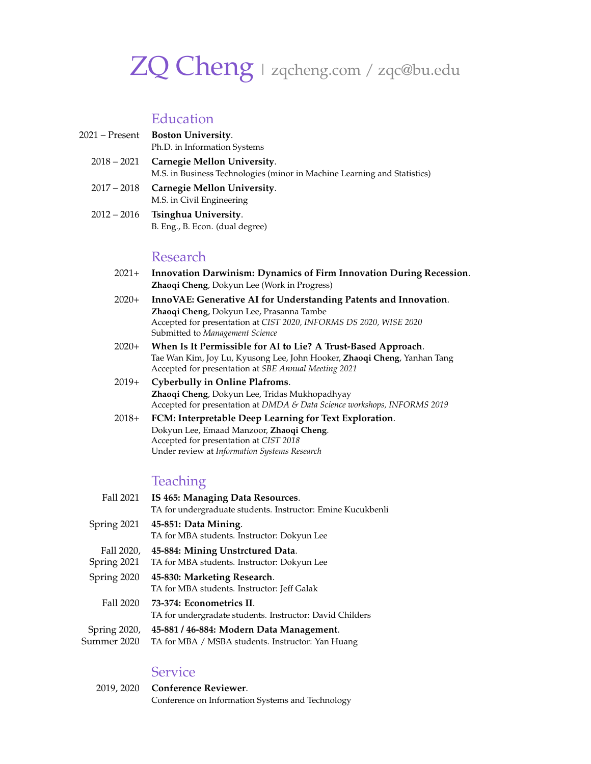# ZQ Cheng | zqcheng.com / zqc@bu.edu

## Education

2021 – Present **Boston University**.
Ph.D. in Information Systems

2018 – 2021 **Carnegie Mellon University**.
M.S. in Business Technologies (minor in Machine Learning and Statistics)

2017 – 2018 **Carnegie Mellon University**.
M.S. in Civil Engineering

2012 – 2016 **Tsinghua University**.
B. Eng., B. Econ. (dual degree)

## Research

2021+ **Innovation Darwinism: Dynamics of Firm Innovation During Recession**.
**Zhaoqi Cheng**, Dokyun Lee (Work in Progress)

2020+ **InnoVAE: Generative AI for Understanding Patents and Innovation**.
**Zhaoqi Cheng**, Dokyun Lee, Prasanna Tambe
Accepted for presentation at *CIST 2020, INFORMS DS 2020, WISE 2020*
Submitted to *Management Science*

2020+ **When Is It Permissible for AI to Lie? A Trust-Based Approach**.
Tae Wan Kim, Joy Lu, Kyusong Lee, John Hooker, **Zhaoqi Cheng**, Yanhan Tang
Accepted for presentation at *SBE Annual Meeting 2021*

2019+ **Cyberbully in Online Plafroms**.
**Zhaoqi Cheng**, Dokyun Lee, Tridas Mukhopadhyay
Accepted for presentation at *DMDA & Data Science workshops, INFORMS 2019*

2018+ **FCM: Interpretable Deep Learning for Text Exploration**.
Dokyun Lee, Emaad Manzoor, **Zhaoqi Cheng**.
Accepted for presentation at *CIST 2018*
Under review at *Information Systems Research*

## Teaching

Fall 2021 **IS 465: Managing Data Resources**.
TA for undergraduate students. Instructor: Emine Kucukbenli

Spring 2021 **45-851: Data Mining**.
TA for MBA students. Instructor: Dokyun Lee

Fall 2020, Spring 2021 **45-884: Mining Unstrctured Data**.
TA for MBA students. Instructor: Dokyun Lee

Spring 2020 **45-830: Marketing Research**.
TA for MBA students. Instructor: Jeff Galak

Fall 2020 **73-374: Econometrics II**.
TA for undergradate students. Instructor: David Childers

Spring 2020, Summer 2020 **45-881 / 46-884: Modern Data Management**.
TA for MBA / MSBA students. Instructor: Yan Huang

## Service

2019, 2020 **Conference Reviewer**.
Conference on Information Systems and Technology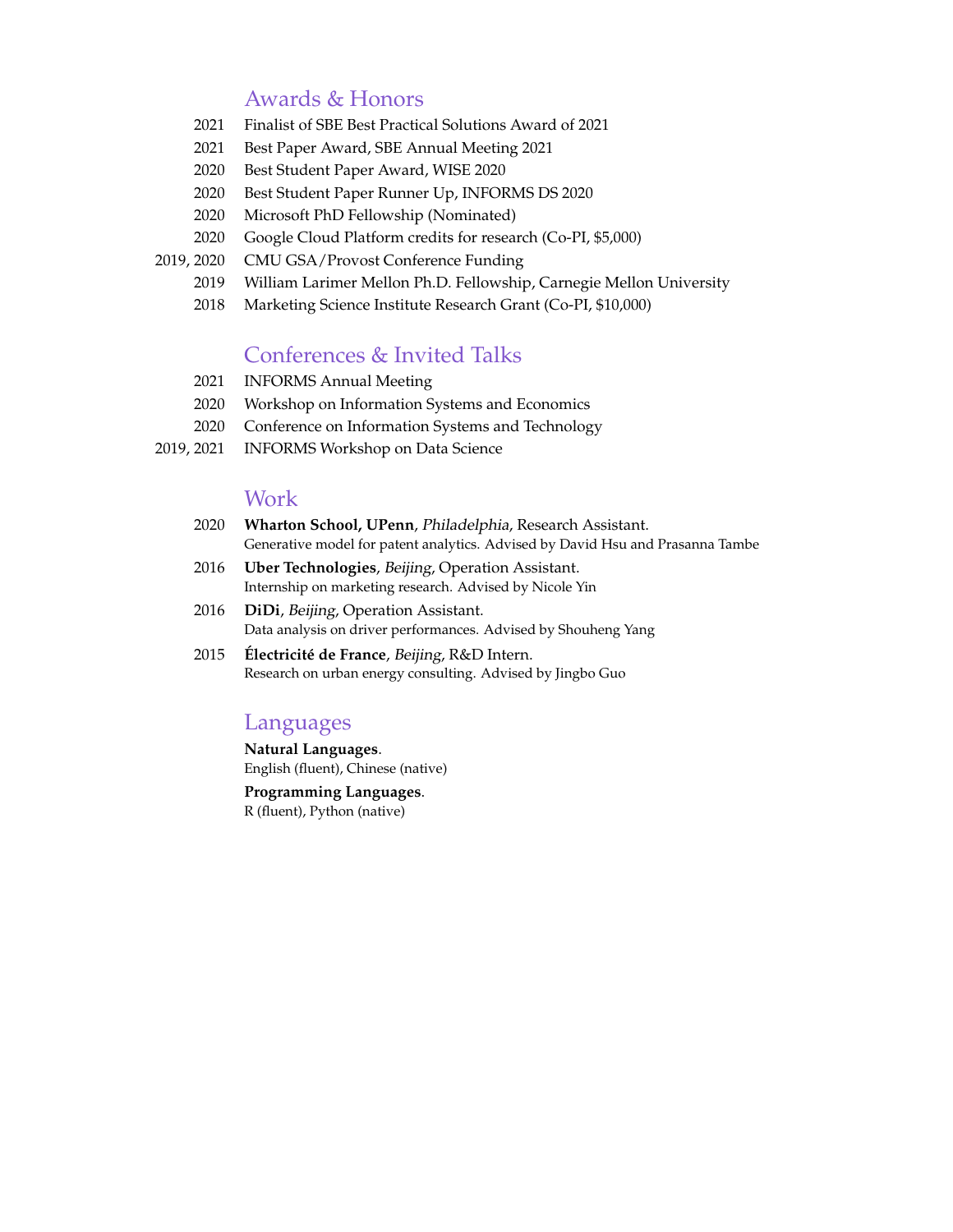## Awards & Honors

- 2021 Finalist of SBE Best Practical Solutions Award of 2021
- 2021 Best Paper Award, SBE Annual Meeting 2021
- 2020 Best Student Paper Award, WISE 2020
- 2020 Best Student Paper Runner Up, INFORMS DS 2020
- 2020 Microsoft PhD Fellowship (Nominated)
- 2020 Google Cloud Platform credits for research (Co-PI, $5,000)
- 2019, 2020 CMU GSA/Provost Conference Funding
- 2019 William Larimer Mellon Ph.D. Fellowship, Carnegie Mellon University
- 2018 Marketing Science Institute Research Grant (Co-PI, $10,000)

## Conferences & Invited Talks

- 2021 INFORMS Annual Meeting
- 2020 Workshop on Information Systems and Economics
- 2020 Conference on Information Systems and Technology
- 2019, 2021 INFORMS Workshop on Data Science

## Work

- 2020 **Wharton School, UPenn**, *Philadelphia*, Research Assistant.
  Generative model for patent analytics. Advised by David Hsu and Prasanna Tambe
- 2016 **Uber Technologies**, *Beijing*, Operation Assistant.
  Internship on marketing research. Advised by Nicole Yin
- 2016 **DiDi**, *Beijing*, Operation Assistant.
  Data analysis on driver performances. Advised by Shouheng Yang
- 2015 **Électricité de France**, *Beijing*, R&D Intern.
  Research on urban energy consulting. Advised by Jingbo Guo

## Languages

**Natural Languages**.
English (fluent), Chinese (native)

**Programming Languages**.
R (fluent), Python (native)